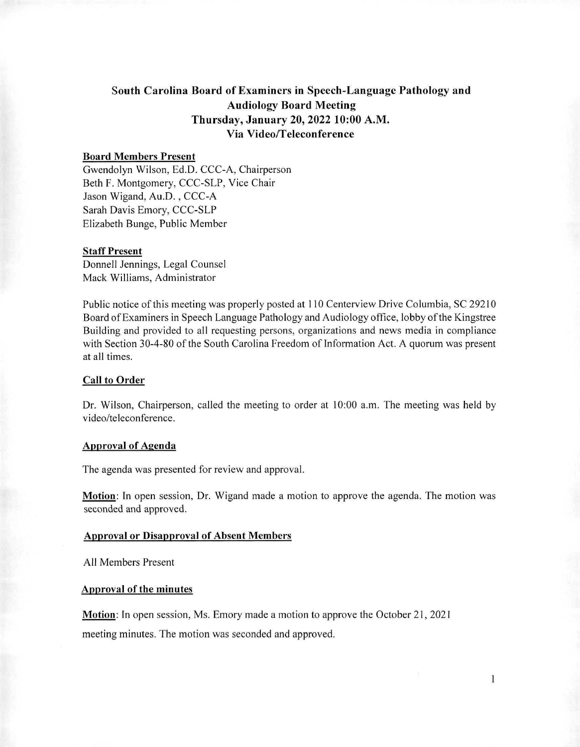# South Carolina Board of Examiners in Speech-Language Pathology and Audiology Board Meeting
## Thursday, January 20, 2022 10:00 A.M.
## Via Video/Teleconference

**Board Members Present**
Gwendolyn Wilson, Ed.D. CCC-A, Chairperson
Beth F. Montgomery, CCC-SLP, Vice Chair
Jason Wigand, Au.D. , CCC-A
Sarah Davis Emory, CCC-SLP
Elizabeth Bunge, Public Member

**Staff Present**
Donnell Jennings, Legal Counsel
Mack Williams, Administrator

Public notice of this meeting was properly posted at 110 Centerview Drive Columbia, SC 29210 Board of Examiners in Speech Language Pathology and Audiology office, lobby of the Kingstree Building and provided to all requesting persons, organizations and news media in compliance with Section 30-4-80 of the South Carolina Freedom of Information Act. A quorum was present at all times.

**Call to Order**

Dr. Wilson, Chairperson, called the meeting to order at 10:00 a.m. The meeting was held by video/teleconference.

**Approval of Agenda**

The agenda was presented for review and approval.

**Motion**: In open session, Dr. Wigand made a motion to approve the agenda. The motion was seconded and approved.

**Approval or Disapproval of Absent Members**

All Members Present

**Approval of the minutes**

**Motion**: In open session, Ms. Emory made a motion to approve the October 21, 2021 meeting minutes. The motion was seconded and approved.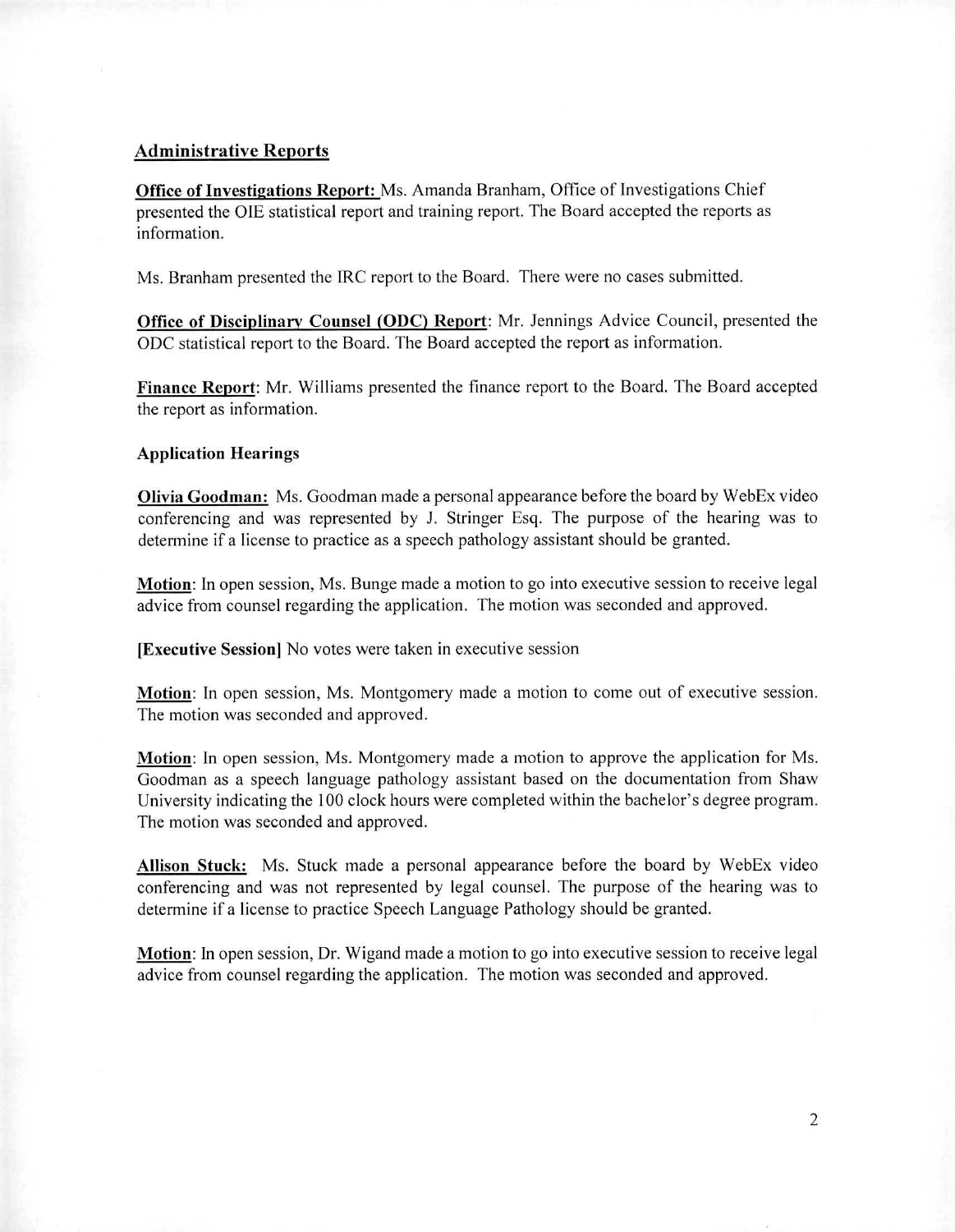## Administrative Reports

**Office of Investigations Report:** Ms. Amanda Branham, Office of Investigations Chief presented the OIE statistical report and training report. The Board accepted the reports as information.

Ms. Branham presented the IRC report to the Board. There were no cases submitted.

**Office of Disciplinary Counsel (ODC) Report**: Mr. Jennings Advice Council, presented the ODC statistical report to the Board. The Board accepted the report as information.

**Finance Report**: Mr. Williams presented the finance report to the Board. The Board accepted the report as information.

### Application Hearings

**Olivia Goodman:** Ms. Goodman made a personal appearance before the board by WebEx video conferencing and was represented by J. Stringer Esq. The purpose of the hearing was to determine if a license to practice as a speech pathology assistant should be granted.

**Motion**: In open session, Ms. Bunge made a motion to go into executive session to receive legal advice from counsel regarding the application. The motion was seconded and approved.

**[Executive Session]** No votes were taken in executive session

**Motion**: In open session, Ms. Montgomery made a motion to come out of executive session. The motion was seconded and approved.

**Motion**: In open session, Ms. Montgomery made a motion to approve the application for Ms. Goodman as a speech language pathology assistant based on the documentation from Shaw University indicating the 100 clock hours were completed within the bachelor's degree program. The motion was seconded and approved.

**Allison Stuck:** Ms. Stuck made a personal appearance before the board by WebEx video conferencing and was not represented by legal counsel. The purpose of the hearing was to determine if a license to practice Speech Language Pathology should be granted.

**Motion**: In open session, Dr. Wigand made a motion to go into executive session to receive legal advice from counsel regarding the application. The motion was seconded and approved.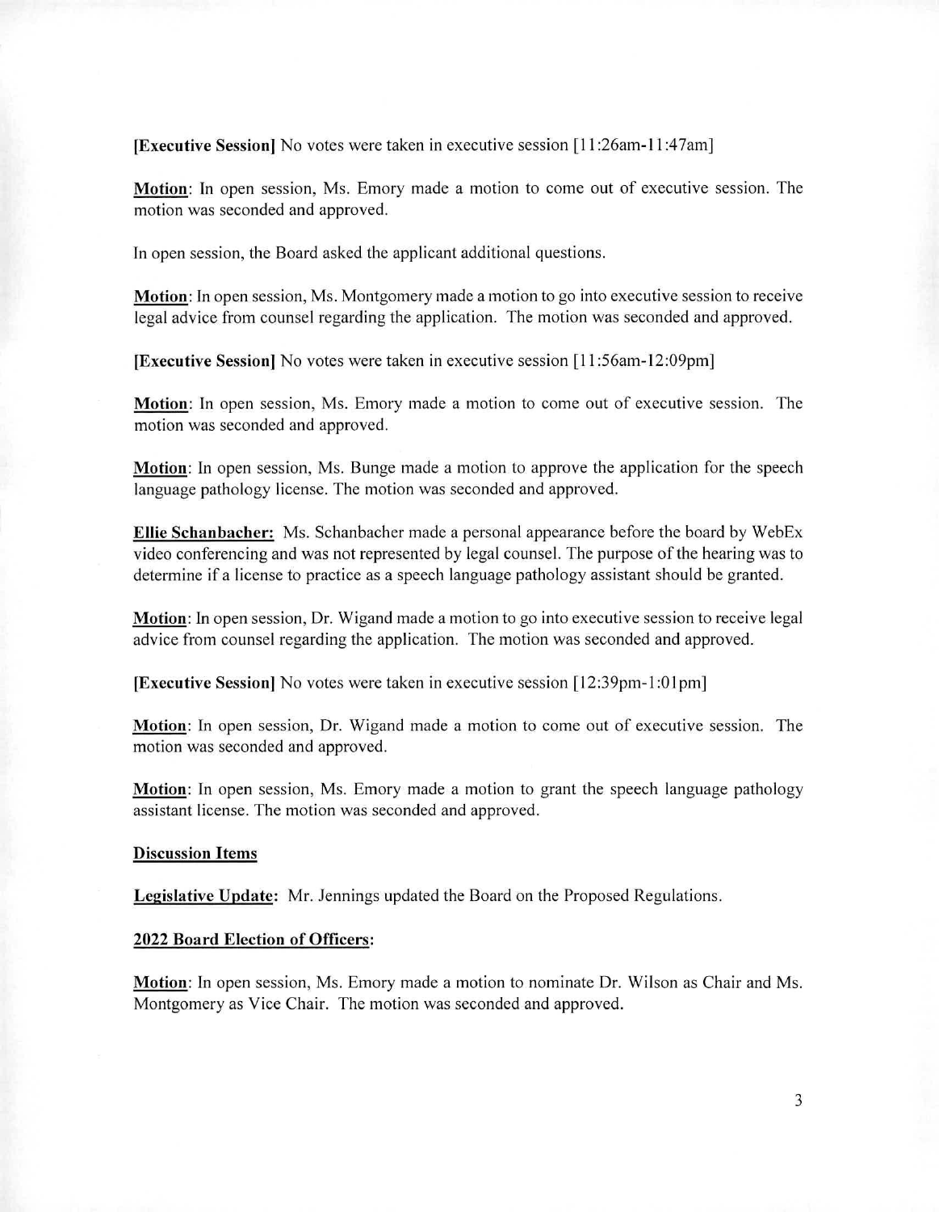**[Executive Session]** No votes were taken in executive session [11:26am-11:47am]

**Motion**: In open session, Ms. Emory made a motion to come out of executive session. The motion was seconded and approved.

In open session, the Board asked the applicant additional questions.

**Motion**: In open session, Ms. Montgomery made a motion to go into executive session to receive legal advice from counsel regarding the application. The motion was seconded and approved.

**[Executive Session]** No votes were taken in executive session [11:56am-12:09pm]

**Motion**: In open session, Ms. Emory made a motion to come out of executive session. The motion was seconded and approved.

**Motion**: In open session, Ms. Bunge made a motion to approve the application for the speech language pathology license. The motion was seconded and approved.

**Ellie Schanbacher:** Ms. Schanbacher made a personal appearance before the board by WebEx video conferencing and was not represented by legal counsel. The purpose of the hearing was to determine if a license to practice as a speech language pathology assistant should be granted.

**Motion**: In open session, Dr. Wigand made a motion to go into executive session to receive legal advice from counsel regarding the application. The motion was seconded and approved.

**[Executive Session]** No votes were taken in executive session [12:39pm-1:01pm]

**Motion**: In open session, Dr. Wigand made a motion to come out of executive session. The motion was seconded and approved.

**Motion**: In open session, Ms. Emory made a motion to grant the speech language pathology assistant license. The motion was seconded and approved.

**Discussion Items**

**Legislative Update:** Mr. Jennings updated the Board on the Proposed Regulations.

**2022 Board Election of Officers:**

**Motion**: In open session, Ms. Emory made a motion to nominate Dr. Wilson as Chair and Ms. Montgomery as Vice Chair. The motion was seconded and approved.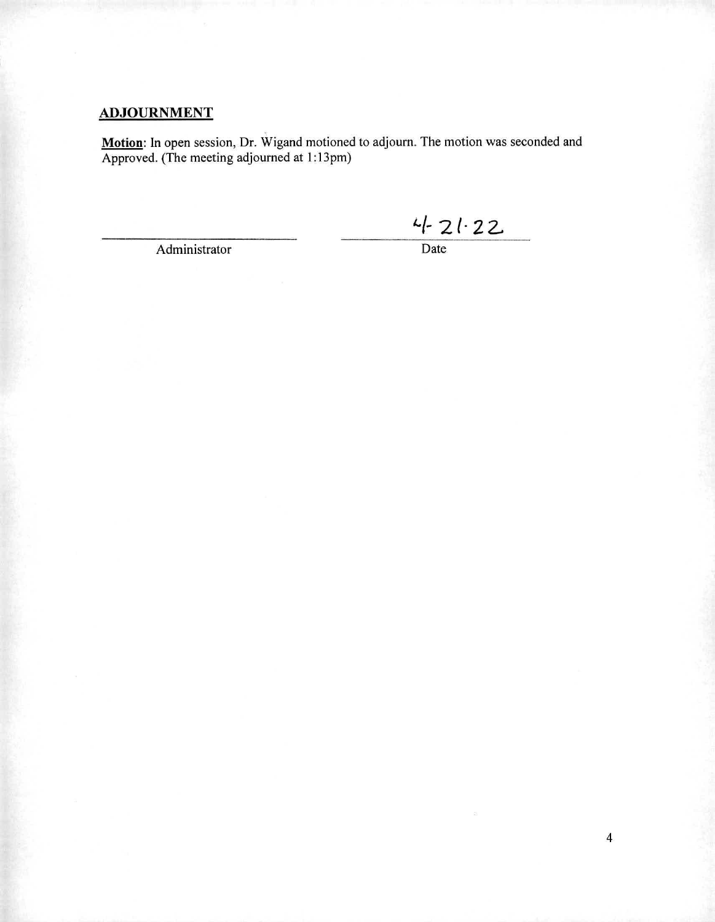## ADJOURNMENT

**Motion**: In open session, Dr. Wigand motioned to adjourn. The motion was seconded and Approved. (The meeting adjourned at 1:13pm)

_____________________________ Administrator

4-21-22 Date